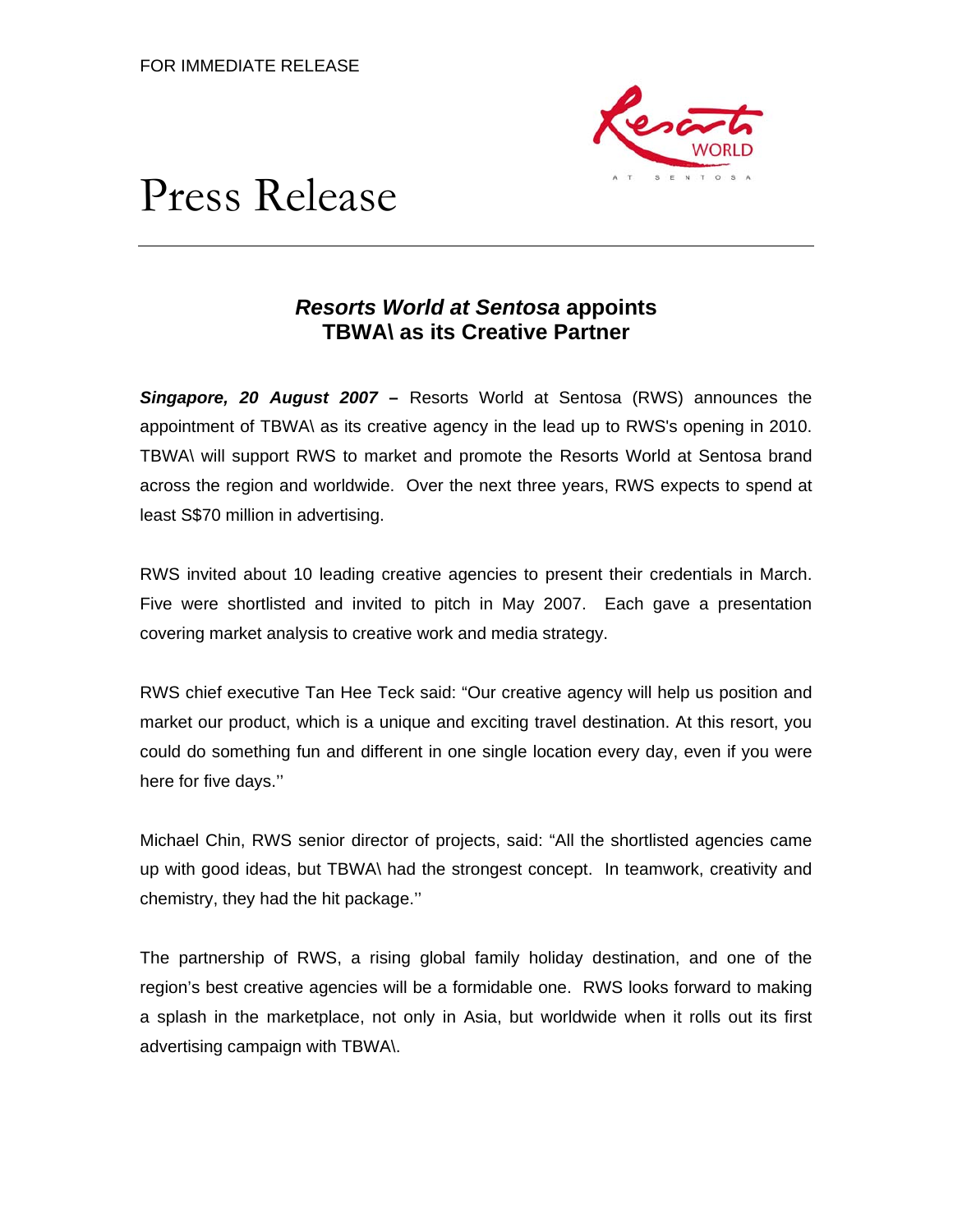FOR IMMEDIATE RELEASE

# Press Release

## ***Resorts World at Sentosa*** **appoints TBWA\ as its Creative Partner**

***Singapore, 20 August 2007*** **–** Resorts World at Sentosa (RWS) announces the appointment of TBWA\ as its creative agency in the lead up to RWS's opening in 2010. TBWA\ will support RWS to market and promote the Resorts World at Sentosa brand across the region and worldwide. Over the next three years, RWS expects to spend at least S$70 million in advertising.

RWS invited about 10 leading creative agencies to present their credentials in March. Five were shortlisted and invited to pitch in May 2007. Each gave a presentation covering market analysis to creative work and media strategy.

RWS chief executive Tan Hee Teck said: "Our creative agency will help us position and market our product, which is a unique and exciting travel destination. At this resort, you could do something fun and different in one single location every day, even if you were here for five days.''

Michael Chin, RWS senior director of projects, said: "All the shortlisted agencies came up with good ideas, but TBWA\ had the strongest concept. In teamwork, creativity and chemistry, they had the hit package.''

The partnership of RWS, a rising global family holiday destination, and one of the region's best creative agencies will be a formidable one. RWS looks forward to making a splash in the marketplace, not only in Asia, but worldwide when it rolls out its first advertising campaign with TBWA\.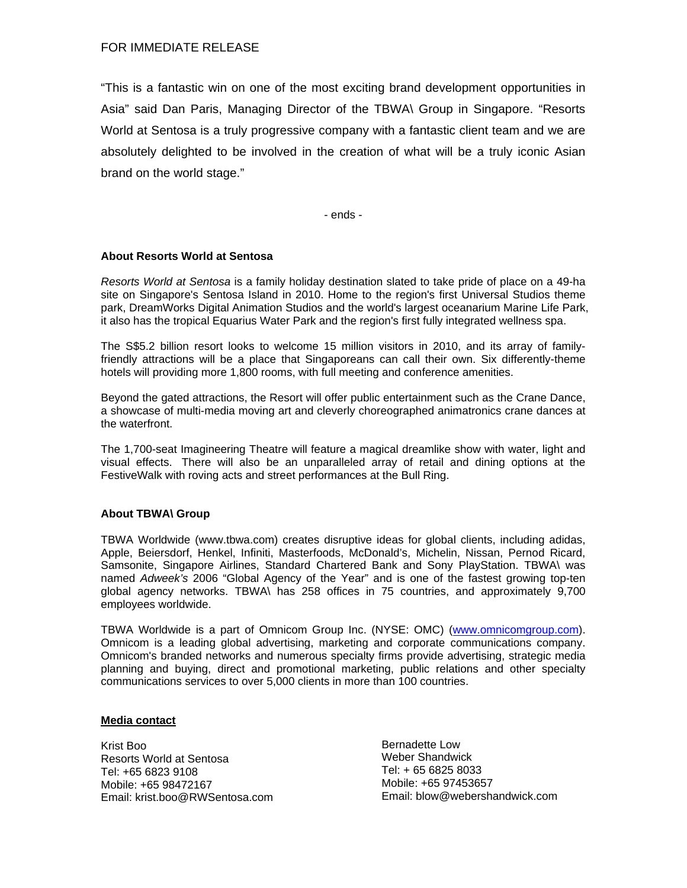FOR IMMEDIATE RELEASE

"This is a fantastic win on one of the most exciting brand development opportunities in Asia" said Dan Paris, Managing Director of the TBWA\ Group in Singapore. "Resorts World at Sentosa is a truly progressive company with a fantastic client team and we are absolutely delighted to be involved in the creation of what will be a truly iconic Asian brand on the world stage."

- ends -

**About Resorts World at Sentosa**

*Resorts World at Sentosa* is a family holiday destination slated to take pride of place on a 49-ha site on Singapore's Sentosa Island in 2010. Home to the region's first Universal Studios theme park, DreamWorks Digital Animation Studios and the world's largest oceanarium Marine Life Park, it also has the tropical Equarius Water Park and the region's first fully integrated wellness spa.

The S$5.2 billion resort looks to welcome 15 million visitors in 2010, and its array of family-friendly attractions will be a place that Singaporeans can call their own. Six differently-theme hotels will providing more 1,800 rooms, with full meeting and conference amenities.

Beyond the gated attractions, the Resort will offer public entertainment such as the Crane Dance, a showcase of multi-media moving art and cleverly choreographed animatronics crane dances at the waterfront.

The 1,700-seat Imagineering Theatre will feature a magical dreamlike show with water, light and visual effects. There will also be an unparalleled array of retail and dining options at the FestiveWalk with roving acts and street performances at the Bull Ring.

**About TBWA\ Group**

TBWA Worldwide (www.tbwa.com) creates disruptive ideas for global clients, including adidas, Apple, Beiersdorf, Henkel, Infiniti, Masterfoods, McDonald's, Michelin, Nissan, Pernod Ricard, Samsonite, Singapore Airlines, Standard Chartered Bank and Sony PlayStation. TBWA\ was named *Adweek's* 2006 "Global Agency of the Year" and is one of the fastest growing top-ten global agency networks. TBWA\ has 258 offices in 75 countries, and approximately 9,700 employees worldwide.

TBWA Worldwide is a part of Omnicom Group Inc. (NYSE: OMC) (www.omnicomgroup.com). Omnicom is a leading global advertising, marketing and corporate communications company. Omnicom's branded networks and numerous specialty firms provide advertising, strategic media planning and buying, direct and promotional marketing, public relations and other specialty communications services to over 5,000 clients in more than 100 countries.

**Media contact**

Krist Boo
Resorts World at Sentosa
Tel: +65 6823 9108
Mobile: +65 98472167
Email: krist.boo@RWSentosa.com

Bernadette Low
Weber Shandwick
Tel: + 65 6825 8033
Mobile: +65 97453657
Email: blow@webershandwick.com